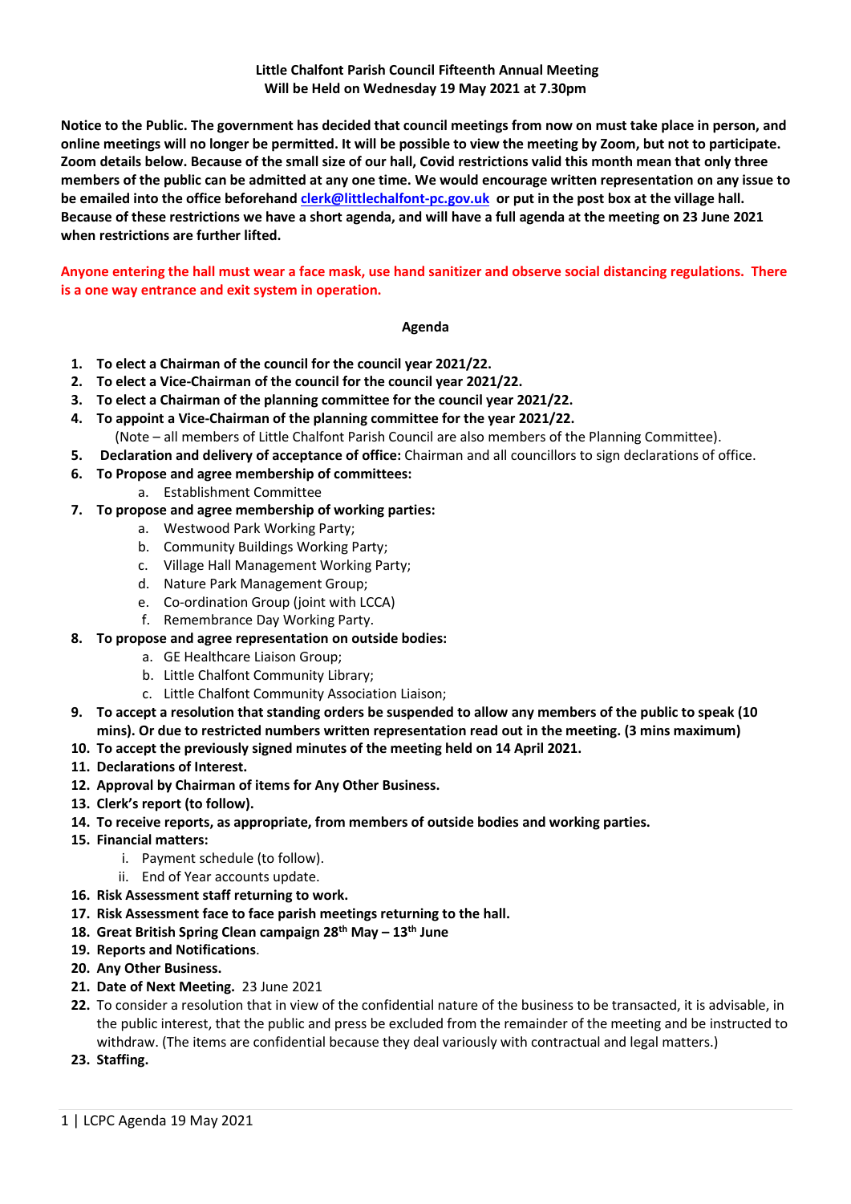**Little Chalfont Parish Council Fifteenth Annual Meeting**
**Will be Held on Wednesday 19 May 2021 at 7.30pm**

**Notice to the Public. The government has decided that council meetings from now on must take place in person, and online meetings will no longer be permitted. It will be possible to view the meeting by Zoom, but not to participate. Zoom details below. Because of the small size of our hall, Covid restrictions valid this month mean that only three members of the public can be admitted at any one time. We would encourage written representation on any issue to be emailed into the office beforehand clerk@littlechalfont-pc.gov.uk or put in the post box at the village hall. Because of these restrictions we have a short agenda, and will have a full agenda at the meeting on 23 June 2021 when restrictions are further lifted.**

**Anyone entering the hall must wear a face mask, use hand sanitizer and observe social distancing regulations. There is a one way entrance and exit system in operation.**

## Agenda

1. **To elect a Chairman of the council for the council year 2021/22.**
2. **To elect a Vice-Chairman of the council for the council year 2021/22.**
3. **To elect a Chairman of the planning committee for the council year 2021/22.**
4. **To appoint a Vice-Chairman of the planning committee for the year 2021/22.**
   (Note – all members of Little Chalfont Parish Council are also members of the Planning Committee).
5. **Declaration and delivery of acceptance of office:** Chairman and all councillors to sign declarations of office.
6. **To Propose and agree membership of committees:**
   a. Establishment Committee
7. **To propose and agree membership of working parties:**
   a. Westwood Park Working Party;
   b. Community Buildings Working Party;
   c. Village Hall Management Working Party;
   d. Nature Park Management Group;
   e. Co-ordination Group (joint with LCCA)
   f. Remembrance Day Working Party.
8. **To propose and agree representation on outside bodies:**
   a. GE Healthcare Liaison Group;
   b. Little Chalfont Community Library;
   c. Little Chalfont Community Association Liaison;
9. **To accept a resolution that standing orders be suspended to allow any members of the public to speak (10 mins). Or due to restricted numbers written representation read out in the meeting. (3 mins maximum)**
10. **To accept the previously signed minutes of the meeting held on 14 April 2021.**
11. **Declarations of Interest.**
12. **Approval by Chairman of items for Any Other Business.**
13. **Clerk's report (to follow).**
14. **To receive reports, as appropriate, from members of outside bodies and working parties.**
15. **Financial matters:**
    i. Payment schedule (to follow).
    ii. End of Year accounts update.
16. **Risk Assessment staff returning to work.**
17. **Risk Assessment face to face parish meetings returning to the hall.**
18. **Great British Spring Clean campaign 28th May – 13th June**
19. **Reports and Notifications**.
20. **Any Other Business.**
21. **Date of Next Meeting.** 23 June 2021
22. To consider a resolution that in view of the confidential nature of the business to be transacted, it is advisable, in the public interest, that the public and press be excluded from the remainder of the meeting and be instructed to withdraw. (The items are confidential because they deal variously with contractual and legal matters.)
23. **Staffing.**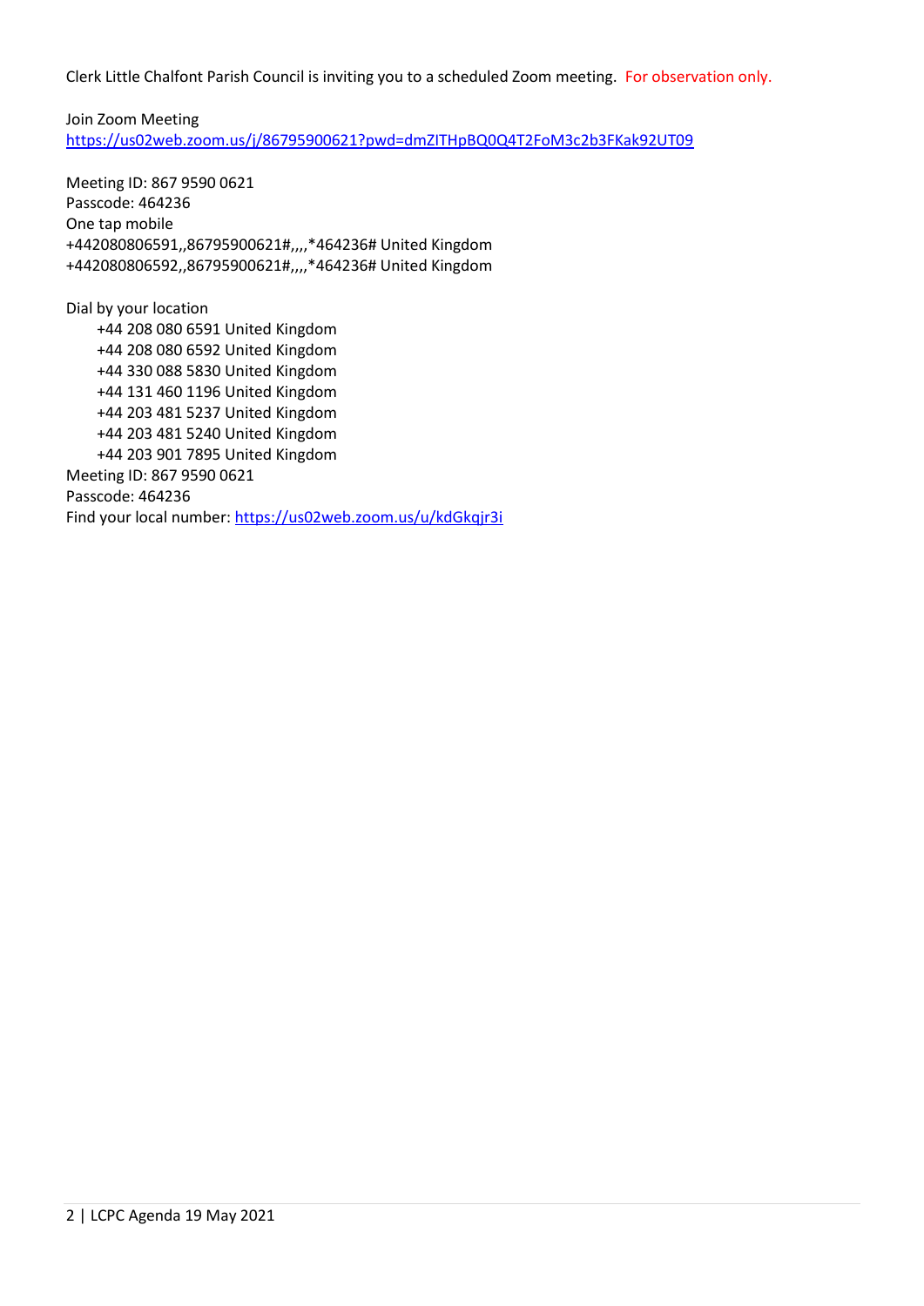Clerk Little Chalfont Parish Council is inviting you to a scheduled Zoom meeting. For observation only.

Join Zoom Meeting
https://us02web.zoom.us/j/86795900621?pwd=dmZITHpBQ0Q4T2FoM3c2b3FKak92UT09

Meeting ID: 867 9590 0621
Passcode: 464236
One tap mobile
+442080806591,,86795900621#,,,,*464236# United Kingdom
+442080806592,,86795900621#,,,,*464236# United Kingdom

Dial by your location
- +44 208 080 6591 United Kingdom
- +44 208 080 6592 United Kingdom
- +44 330 088 5830 United Kingdom
- +44 131 460 1196 United Kingdom
- +44 203 481 5237 United Kingdom
- +44 203 481 5240 United Kingdom
- +44 203 901 7895 United Kingdom

Meeting ID: 867 9590 0621
Passcode: 464236
Find your local number: https://us02web.zoom.us/u/kdGkqjr3i